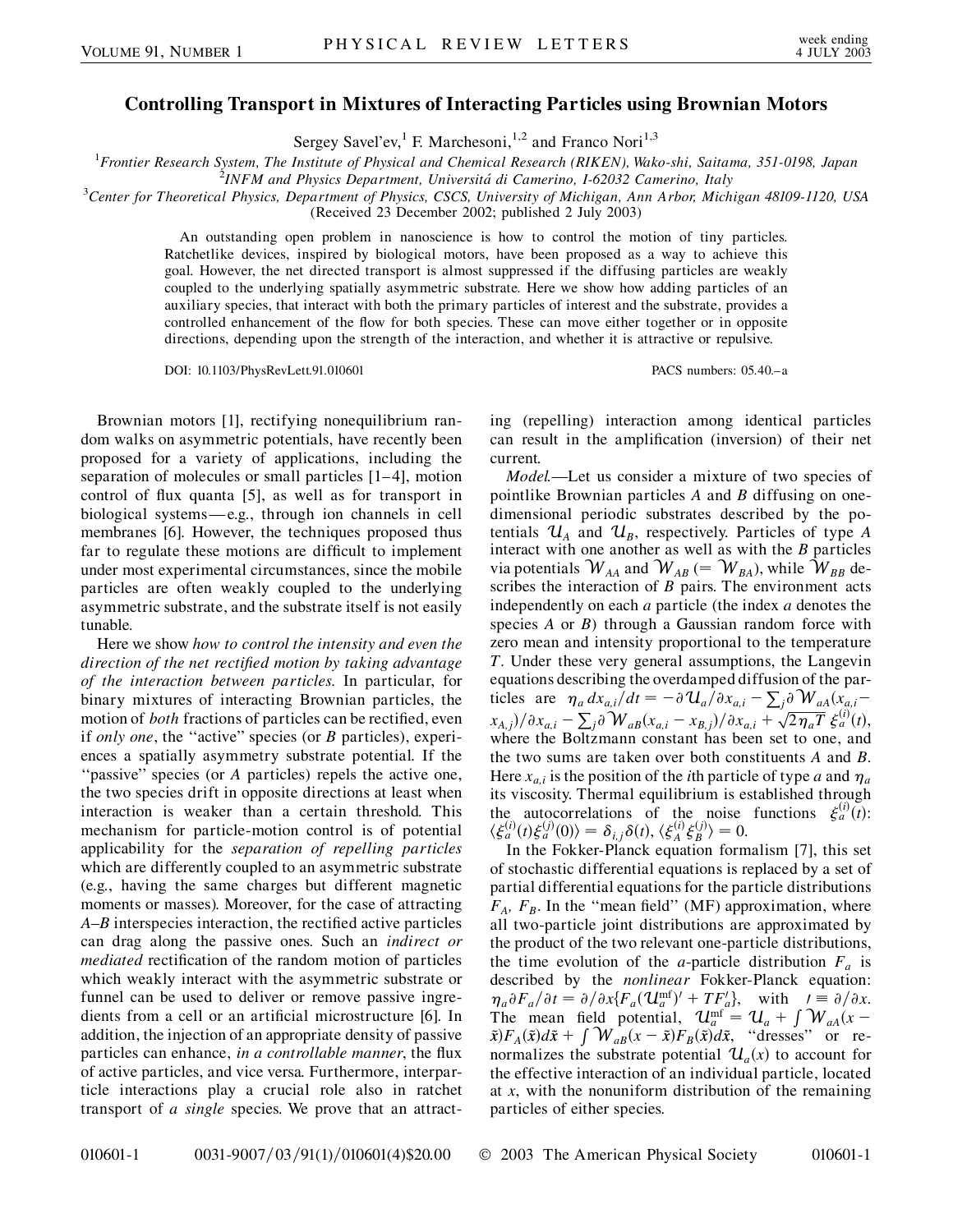# Controlling Transport in Mixtures of Interacting Particles using Brownian Motors

Sergey Savel'ev,[1] F. Marchesoni,[1,2] and Franco Nori[1,3]

[1]*Frontier Research System, The Institute of Physical and Chemical Research (RIKEN), Wako-shi, Saitama, 351-0198, Japan*
[2]*INFM and Physics Department, Universitá di Camerino, I-62032 Camerino, Italy*
[3]*Center for Theoretical Physics, Department of Physics, CSCS, University of Michigan, Ann Arbor, Michigan 48109-1120, USA*
(Received 23 December 2002; published 2 July 2003)

An outstanding open problem in nanoscience is how to control the motion of tiny particles. Ratchetlike devices, inspired by biological motors, have been proposed as a way to achieve this goal. However, the net directed transport is almost suppressed if the diffusing particles are weakly coupled to the underlying spatially asymmetric substrate. Here we show how adding particles of an auxiliary species, that interact with both the primary particles of interest and the substrate, provides a controlled enhancement of the flow for both species. These can move either together or in opposite directions, depending upon the strength of the interaction, and whether it is attractive or repulsive.

DOI: 10.1103/PhysRevLett.91.010601 PACS numbers: 05.40.–a

Brownian motors [1], rectifying nonequilibrium random walks on asymmetric potentials, have recently been proposed for a variety of applications, including the separation of molecules or small particles [1–4], motion control of flux quanta [5], as well as for transport in biological systems—e.g., through ion channels in cell membranes [6]. However, the techniques proposed thus far to regulate these motions are difficult to implement under most experimental circumstances, since the mobile particles are often weakly coupled to the underlying asymmetric substrate, and the substrate itself is not easily tunable.

Here we show *how to control the intensity and even the direction of the net rectified motion by taking advantage of the interaction between particles.* In particular, for binary mixtures of interacting Brownian particles, the motion of *both* fractions of particles can be rectified, even if *only one*, the "active" species (or $B$ particles), experiences a spatially asymmetry substrate potential. If the "passive" species (or $A$ particles) repels the active one, the two species drift in opposite directions at least when interaction is weaker than a certain threshold. This mechanism for particle-motion control is of potential applicability for the *separation of repelling particles* which are differently coupled to an asymmetric substrate (e.g., having the same charges but different magnetic moments or masses). Moreover, for the case of attracting $A$–$B$ interspecies interaction, the rectified active particles can drag along the passive ones. Such an *indirect or mediated* rectification of the random motion of particles which weakly interact with the asymmetric substrate or funnel can be used to deliver or remove passive ingredients from a cell or an artificial microstructure [6]. In addition, the injection of an appropriate density of passive particles can enhance, *in a controllable manner*, the flux of active particles, and vice versa. Furthermore, interparticle interactions play a crucial role also in ratchet transport of *a single* species. We prove that an attracting (repelling) interaction among identical particles can result in the amplification (inversion) of their net current.

*Model.*—Let us consider a mixture of two species of pointlike Brownian particles $A$ and $B$ diffusing on one-dimensional periodic substrates described by the potentials $\mathcal{U}_A$ and $\mathcal{U}_B$, respectively. Particles of type $A$ interact with one another as well as with the $B$ particles via potentials $\mathcal{W}_{AA}$ and $\mathcal{W}_{AB}$ $(= \mathcal{W}_{BA})$, while $\mathcal{W}_{BB}$ describes the interaction of $B$ pairs. The environment acts independently on each $a$ particle (the index $a$ denotes the species $A$ or $B$) through a Gaussian random force with zero mean and intensity proportional to the temperature $T$. Under these very general assumptions, the Langevin equations describing the overdamped diffusion of the particles are $\eta_a\, dx_{a,i}/dt = -\partial \mathcal{U}_a/\partial x_{a,i} - \sum_j \partial \mathcal{W}_{aA}(x_{a,i} - x_{A,j})/\partial x_{a,i} - \sum_j \partial \mathcal{W}_{aB}(x_{a,i} - x_{B,j})/\partial x_{a,i} + \sqrt{2\eta_a T}\, \xi_a^{(i)}(t)$, where the Boltzmann constant has been set to one, and the two sums are taken over both constituents $A$ and $B$. Here $x_{a,i}$ is the position of the $i$th particle of type $a$ and $\eta_a$ its viscosity. Thermal equilibrium is established through the autocorrelations of the noise functions $\xi_a^{(i)}(t)$: $\langle \xi_a^{(i)}(t)\xi_a^{(j)}(0)\rangle = \delta_{i,j}\delta(t)$, $\langle \xi_A^{(i)}\xi_B^{(j)}\rangle = 0$.

In the Fokker-Planck equation formalism [7], this set of stochastic differential equations is replaced by a set of partial differential equations for the particle distributions $F_A$, $F_B$. In the "mean field" (MF) approximation, where all two-particle joint distributions are approximated by the product of the two relevant one-particle distributions, the time evolution of the $a$-particle distribution $F_a$ is described by the *nonlinear* Fokker-Planck equation: $\eta_a \partial F_a/\partial t = \partial/\partial x\{F_a(\mathcal{U}_a^{\rm mf})' + TF_a'\}$, with $' \equiv \partial/\partial x$. The mean field potential, $\mathcal{U}_a^{\rm mf} = \mathcal{U}_a + \int \mathcal{W}_{aA}(x - \tilde{x})F_A(\tilde{x})d\tilde{x} + \int \mathcal{W}_{aB}(x - \tilde{x})F_B(\tilde{x})d\tilde{x}$, "dresses" or renormalizes the substrate potential $\mathcal{U}_a(x)$ to account for the effective interaction of an individual particle, located at $x$, with the nonuniform distribution of the remaining particles of either species.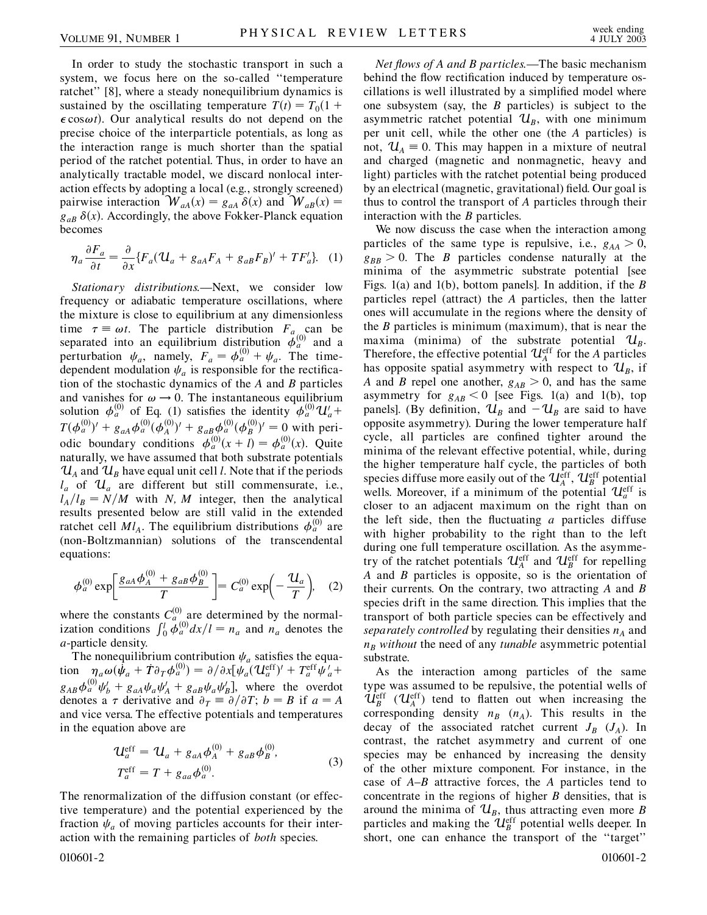In order to study the stochastic transport in such a system, we focus here on the so-called "temperature ratchet" [8], where a steady nonequilibrium dynamics is sustained by the oscillating temperature $T(t) = T_0(1 + \epsilon \cos\omega t)$. Our analytical results do not depend on the precise choice of the interparticle potentials, as long as the interaction range is much shorter than the spatial period of the ratchet potential. Thus, in order to have an analytically tractable model, we discard nonlocal interaction effects by adopting a local (e.g., strongly screened) pairwise interaction $\mathcal{W}_{aA}(x) = g_{aA}\,\delta(x)$ and $\mathcal{W}_{aB}(x) = g_{aB}\,\delta(x)$. Accordingly, the above Fokker-Planck equation becomes

$$\eta_a \frac{\partial F_a}{\partial t} = \frac{\partial}{\partial x}\{F_a(\mathcal{U}_a + g_{aA}F_A + g_{aB}F_B)' + TF_a'\}. \quad (1)$$

*Stationary distributions.*—Next, we consider low frequency or adiabatic temperature oscillations, where the mixture is close to equilibrium at any dimensionless time $\tau \equiv \omega t$. The particle distribution $F_a$ can be separated into an equilibrium distribution $\phi_a^{(0)}$ and a perturbation $\psi_a$, namely, $F_a = \phi_a^{(0)} + \psi_a$. The time-dependent modulation $\psi_a$ is responsible for the rectification of the stochastic dynamics of the $A$ and $B$ particles and vanishes for $\omega \to 0$. The instantaneous equilibrium solution $\phi_a^{(0)}$ of Eq. (1) satisfies the identity $\phi_a^{(0)}\mathcal{U}_a' + T(\phi_a^{(0)})' + g_{aA}\phi_a^{(0)}(\phi_A^{(0)})' + g_{aB}\phi_a^{(0)}(\phi_B^{(0)})' = 0$ with periodic boundary conditions $\phi_a^{(0)}(x + l) = \phi_a^{(0)}(x)$. Quite naturally, we have assumed that both substrate potentials $\mathcal{U}_A$ and $\mathcal{U}_B$ have equal unit cell $l$. Note that if the periods $l_a$ of $\mathcal{U}_a$ are different but still commensurate, i.e., $l_A/l_B = N/M$ with $N$, $M$ integer, then the analytical results presented below are still valid in the extended ratchet cell $Ml_A$. The equilibrium distributions $\phi_a^{(0)}$ are (non-Boltzmannian) solutions of the transcendental equations:

$$\phi_a^{(0)} \exp\left[\frac{g_{aA}\phi_A^{(0)} + g_{aB}\phi_B^{(0)}}{T}\right] = C_a^{(0)} \exp\left(-\frac{\mathcal{U}_a}{T}\right), \quad (2)$$

where the constants $C_a^{(0)}$ are determined by the normalization conditions $\int_0^l \phi_a^{(0)} dx/l = n_a$ and $n_a$ denotes the $a$-particle density.

The nonequilibrium contribution $\psi_a$ satisfies the equation $\eta_a\omega(\dot{\psi}_a + \dot{T}\partial_T\phi_a^{(0)}) = \partial/\partial x[\psi_a(\mathcal{U}_a^{\rm eff})' + T_a^{\rm eff}\psi_a' + g_{AB}\phi_a^{(0)}\psi_b' + g_{aA}\psi_a\psi_A' + g_{aB}\psi_a\psi_B']$, where the overdot denotes a $\tau$ derivative and $\partial_T \equiv \partial/\partial T$; $b = B$ if $a = A$ and vice versa. The effective potentials and temperatures in the equation above are

$$\begin{aligned} \mathcal{U}_a^{\rm eff} &= \mathcal{U}_a + g_{aA}\phi_A^{(0)} + g_{aB}\phi_B^{(0)}, \\ T_a^{\rm eff} &= T + g_{aa}\phi_a^{(0)}. \end{aligned} \quad (3)$$

The renormalization of the diffusion constant (or effective temperature) and the potential experienced by the fraction $\psi_a$ of moving particles accounts for their interaction with the remaining particles of *both* species.

*Net flows of A and B particles.*—The basic mechanism behind the flow rectification induced by temperature oscillations is well illustrated by a simplified model where one subsystem (say, the $B$ particles) is subject to the asymmetric ratchet potential $\mathcal{U}_B$, with one minimum per unit cell, while the other one (the $A$ particles) is not, $\mathcal{U}_A \equiv 0$. This may happen in a mixture of neutral and charged (magnetic and nonmagnetic, heavy and light) particles with the ratchet potential being produced by an electrical (magnetic, gravitational) field. Our goal is thus to control the transport of $A$ particles through their interaction with the $B$ particles.

We now discuss the case when the interaction among particles of the same type is repulsive, i.e., $g_{AA} > 0$, $g_{BB} > 0$. The $B$ particles condense naturally at the minima of the asymmetric substrate potential [see Figs. 1(a) and 1(b), bottom panels]. In addition, if the $B$ particles repel (attract) the $A$ particles, then the latter ones will accumulate in the regions where the density of the $B$ particles is minimum (maximum), that is near the maxima (minima) of the substrate potential $\mathcal{U}_B$. Therefore, the effective potential $\mathcal{U}_A^{\rm eff}$ for the $A$ particles has opposite spatial asymmetry with respect to $\mathcal{U}_B$, if $A$ and $B$ repel one another, $g_{AB} > 0$, and has the same asymmetry for $g_{AB} < 0$ [see Figs. 1(a) and 1(b), top panels]. (By definition, $\mathcal{U}_B$ and $-\mathcal{U}_B$ are said to have opposite asymmetry). During the lower temperature half cycle, all particles are confined tighter around the minima of the relevant effective potential, while, during the higher temperature half cycle, the particles of both species diffuse more easily out of the $\mathcal{U}_A^{\rm eff}$, $\mathcal{U}_B^{\rm eff}$ potential wells. Moreover, if a minimum of the potential $\mathcal{U}_a^{\rm eff}$ is closer to an adjacent maximum on the right than on the left side, then the fluctuating $a$ particles diffuse with higher probability to the right than to the left during one full temperature oscillation. As the asymmetry of the ratchet potentials $\mathcal{U}_A^{\rm eff}$ and $\mathcal{U}_B^{\rm eff}$ for repelling $A$ and $B$ particles is opposite, so is the orientation of their currents. On the contrary, two attracting $A$ and $B$ species drift in the same direction. This implies that the transport of both particle species can be effectively and *separately controlled* by regulating their densities $n_A$ and $n_B$ *without* the need of any *tunable* asymmetric potential substrate.

As the interaction among particles of the same type was assumed to be repulsive, the potential wells of $\mathcal{U}_B^{\rm eff}$ ($\mathcal{U}_A^{\rm eff}$) tend to flatten out when increasing the corresponding density $n_B$ ($n_A$). This results in the decay of the associated ratchet current $J_B$ ($J_A$). In contrast, the ratchet asymmetry and current of one species may be enhanced by increasing the density of the other mixture component. For instance, in the case of $A$–$B$ attractive forces, the $A$ particles tend to concentrate in the regions of higher $B$ densities, that is around the minima of $\mathcal{U}_B$, thus attracting even more $B$ particles and making the $\mathcal{U}_B^{\rm eff}$ potential wells deeper. In short, one can enhance the transport of the "target"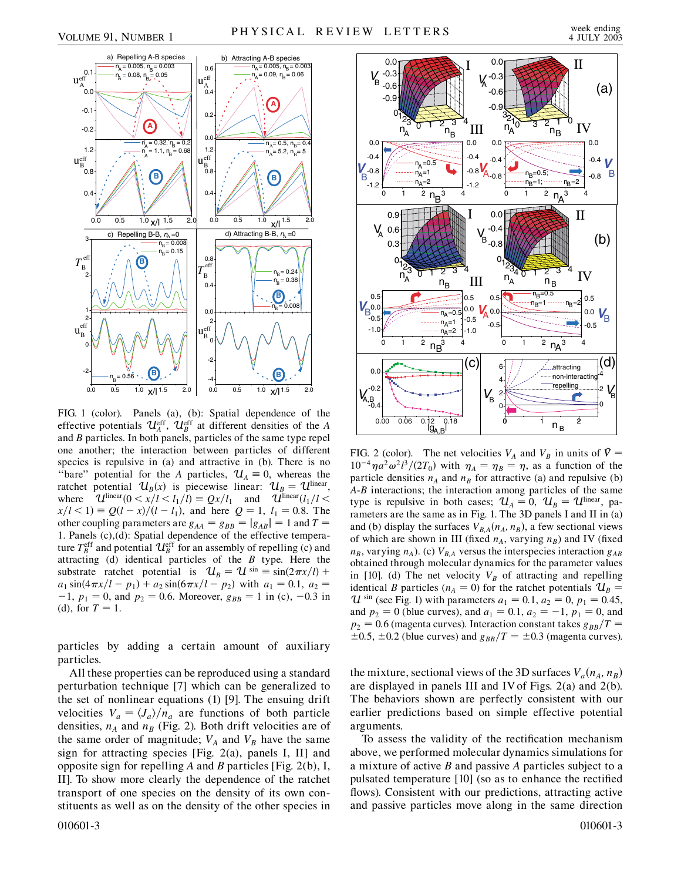FIG. 1 (color). Panels (a), (b): Spatial dependence of the effective potentials $\mathcal{U}_A^{\rm eff}$, $\mathcal{U}_B^{\rm eff}$ at different densities of the $A$ and $B$ particles. In both panels, particles of the same type repel one another; the interaction between particles of different species is repulsive in (a) and attractive in (b). There is no "bare" potential for the $A$ particles, $\mathcal{U}_A \equiv 0$, whereas the ratchet potential $\mathcal{U}_B(x)$ is piecewise linear: $\mathcal{U}_B = \mathcal{U}^{\rm linear}$, where $\mathcal{U}^{\rm linear}(0 < x/l < l_1/l) \equiv Qx/l_1$ and $\mathcal{U}^{\rm linear}(l_1/l < x/l < 1) \equiv Q(l - x)/(l - l_1)$, and here $Q = 1$, $l_1 = 0.8$. The other coupling parameters are $g_{AA} = g_{BB} = |g_{AB}| = 1$ and $T = 1$. Panels (c),(d): Spatial dependence of the effective temperature $T_B^{\rm eff}$ and potential $\mathcal{U}_B^{\rm eff}$ for an assembly of repelling (c) and attracting (d) identical particles of the $B$ type. Here the substrate ratchet potential is $\mathcal{U}_B = \mathcal{U}^{\sin} \equiv \sin(2\pi x/l) + a_1 \sin(4\pi x/l - p_1) + a_2 \sin(6\pi x/l - p_2)$ with $a_1 = 0.1$, $a_2 = -1$, $p_1 = 0$, and $p_2 = 0.6$. Moreover, $g_{BB} = 1$ in (c), $-0.3$ in (d), for $T = 1$.

particles by adding a certain amount of auxiliary particles.

All these properties can be reproduced using a standard perturbation technique [7] which can be generalized to the set of nonlinear equations (1) [9]. The ensuing drift velocities $V_a = \langle J_a \rangle / n_a$ are functions of both particle densities, $n_A$ and $n_B$ (Fig. 2). Both drift velocities are of the same order of magnitude; $V_A$ and $V_B$ have the same sign for attracting species [Fig. 2(a), panels I, II] and opposite sign for repelling $A$ and $B$ particles [Fig. 2(b), I, II]. To show more clearly the dependence of the ratchet transport of one species on the density of its own constituents as well as on the density of the other species in the mixture, sectional views of the 3D surfaces $V_a(n_A, n_B)$ are displayed in panels III and IV of Figs. 2(a) and 2(b). The behaviors shown are perfectly consistent with our earlier predictions based on simple effective potential arguments.

FIG. 2 (color). The net velocities $V_A$ and $V_B$ in units of $\bar{V} = 10^{-4}\eta a^2 \omega^2 l^3/(2T_0)$ with $\eta_A = \eta_B = \eta$, as a function of the particle densities $n_A$ and $n_B$ for attractive (a) and repulsive (b) $A$-$B$ interactions; the interaction among particles of the same type is repulsive in both cases; $\mathcal{U}_A = 0$, $\mathcal{U}_B = \mathcal{U}^{\rm linear}$, parameters are the same as in Fig. 1. The 3D panels I and II in (a) and (b) display the surfaces $V_{B,A}(n_A, n_B)$, a few sectional views of which are shown in III (fixed $n_A$, varying $n_B$) and IV (fixed $n_B$, varying $n_A$). (c) $V_{B,A}$ versus the interspecies interaction $g_{AB}$ obtained through molecular dynamics for the parameter values in [10]. (d) The net velocity $V_B$ of attracting and repelling identical $B$ particles ($n_A = 0$) for the ratchet potentials $\mathcal{U}_B = \mathcal{U}^{\sin}$ (see Fig. 1) with parameters $a_1 = 0.1$, $a_2 = 0$, $p_1 = 0.45$, and $p_2 = 0$ (blue curves), and $a_1 = 0.1$, $a_2 = -1$, $p_1 = 0$, and $p_2 = 0.6$ (magenta curves). Interaction constant takes $g_{BB}/T = \pm 0.5$, $\pm 0.2$ (blue curves) and $g_{BB}/T = \pm 0.3$ (magenta curves).

To assess the validity of the rectification mechanism above, we performed molecular dynamics simulations for a mixture of active $B$ and passive $A$ particles subject to a pulsated temperature [10] (so as to enhance the rectified flows). Consistent with our predictions, attracting active and passive particles move along in the same direction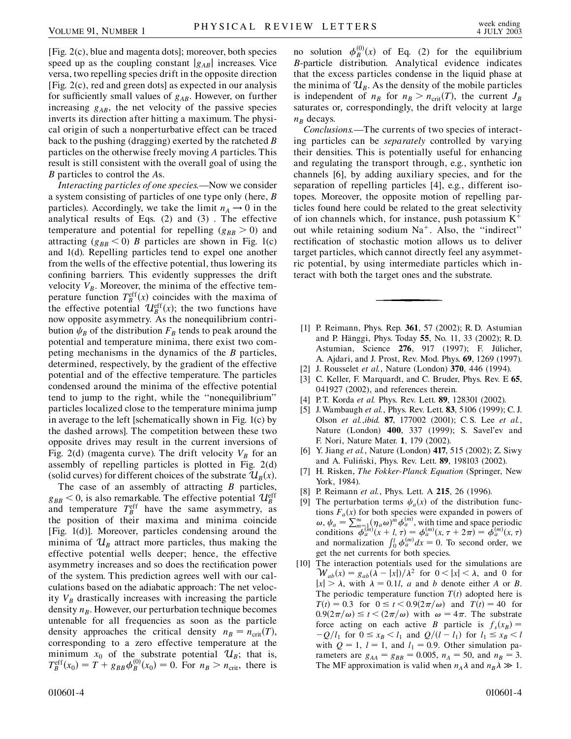[Fig. 2(c), blue and magenta dots]; moreover, both species speed up as the coupling constant $|g_{AB}|$ increases. Vice versa, two repelling species drift in the opposite direction [Fig. 2(c), red and green dots] as expected in our analysis for sufficiently small values of $g_{AB}$. However, on further increasing $g_{AB}$, the net velocity of the passive species inverts its direction after hitting a maximum. The physical origin of such a nonperturbative effect can be traced back to the pushing (dragging) exerted by the ratcheted $B$ particles on the otherwise freely moving $A$ particles. This result is still consistent with the overall goal of using the $B$ particles to control the $A$s.

*Interacting particles of one species.*—Now we consider a system consisting of particles of one type only (here, $B$ particles). Accordingly, we take the limit $n_A \to 0$ in the analytical results of Eqs. (2) and (3) . The effective temperature and potential for repelling ($g_{BB} > 0$) and attracting ($g_{BB} < 0$) $B$ particles are shown in Fig. 1(c) and 1(d). Repelling particles tend to expel one another from the wells of the effective potential, thus lowering its confining barriers. This evidently suppresses the drift velocity $V_B$. Moreover, the minima of the effective temperature function $T_B^{\text{eff}}(x)$ coincides with the maxima of the effective potential $\mathcal{U}_B^{\text{eff}}(x)$; the two functions have now opposite asymmetry. As the nonequilibrium contribution $\psi_B$ of the distribution $F_B$ tends to peak around the potential and temperature minima, there exist two competing mechanisms in the dynamics of the $B$ particles, determined, respectively, by the gradient of the effective potential and of the effective temperature. The particles condensed around the minima of the effective potential tend to jump to the right, while the "nonequilibrium" particles localized close to the temperature minima jump in average to the left [schematically shown in Fig. 1(c) by the dashed arrows]. The competition between these two opposite drives may result in the current inversions of Fig. 2(d) (magenta curve). The drift velocity $V_B$ for an assembly of repelling particles is plotted in Fig. 2(d) (solid curves) for different choices of the substrate $\mathcal{U}_B(x)$.

The case of an assembly of attracting $B$ particles, $g_{BB} < 0$, is also remarkable. The effective potential $\mathcal{U}_B^{\text{eff}}$ and temperature $T_B^{\text{eff}}$ have the same asymmetry, as the position of their maxima and minima coincide [Fig. 1(d)]. Moreover, particles condensing around the minima of $\mathcal{U}_B$ attract more particles, thus making the effective potential wells deeper; hence, the effective asymmetry increases and so does the rectification power of the system. This prediction agrees well with our calculations based on the adiabatic approach: The net velocity $V_B$ drastically increases with increasing the particle density $n_B$. However, our perturbation technique becomes untenable for all frequencies as soon as the particle density approaches the critical density $n_B = n_{\text{crit}}(T)$, corresponding to a zero effective temperature at the minimum $x_0$ of the substrate potential $\mathcal{U}_B$; that is, $T_B^{\text{eff}}(x_0) = T + g_{BB}\phi_B^{(0)}(x_0) = 0$. For $n_B > n_{\text{crit}}$, there is no solution $\phi_B^{(0)}(x)$ of Eq. (2) for the equilibrium $B$-particle distribution. Analytical evidence indicates that the excess particles condense in the liquid phase at the minima of $\mathcal{U}_B$. As the density of the mobile particles is independent of $n_B$ for $n_B > n_{\text{crit}}(T)$, the current $J_B$ saturates or, correspondingly, the drift velocity at large $n_B$ decays.

*Conclusions.*—The currents of two species of interacting particles can be *separately* controlled by varying their densities. This is potentially useful for enhancing and regulating the transport through, e.g., synthetic ion channels [6], by adding auxiliary species, and for the separation of repelling particles [4], e.g., different isotopes. Moreover, the opposite motion of repelling particles found here could be related to the great selectivity of ion channels which, for instance, push potassium $K^+$ out while retaining sodium $Na^+$. Also, the "indirect" rectification of stochastic motion allows us to deliver target particles, which cannot directly feel any asymmetric potential, by using intermediate particles which interact with both the target ones and the substrate.

---

[1] P. Reimann, Phys. Rep. **361**, 57 (2002); R. D. Astumian and P. Hänggi, Phys. Today **55**, No. 11, 33 (2002); R. D. Astumian, Science **276**, 917 (1997); F. Jülicher, A. Ajdari, and J. Prost, Rev. Mod. Phys. **69**, 1269 (1997).

[2] J. Rousselet *et al.*, Nature (London) **370**, 446 (1994).

[3] C. Keller, F. Marquardt, and C. Bruder, Phys. Rev. E **65**, 041927 (2002), and references therein.

[4] P.T. Korda *et al.* Phys. Rev. Lett. **89**, 128301 (2002).

[5] J. Wambaugh *et al.*, Phys. Rev. Lett. **83**, 5106 (1999); C. J. Olson *et al.*,*ibid.* **87**, 177002 (2001); C. S. Lee *et al.*, Nature (London) **400**, 337 (1999); S. Savel'ev and F. Nori, Nature Mater. **1**, 179 (2002).

[6] Y. Jiang *et al.*, Nature (London) **417**, 515 (2002); Z. Siwy and A. Fuliński, Phys. Rev. Lett. **89**, 198103 (2002).

[7] H. Risken, *The Fokker-Planck Equation* (Springer, New York, 1984).

[8] P. Reimann *et al.*, Phys. Lett. A **215**, 26 (1996).

[9] The perturbation terms $\psi_a(x)$ of the distribution functions $F_a(x)$ for both species were expanded in powers of $\omega$, $\psi_a = \sum_{m=1}^{\infty}(\eta_a\omega)^m\phi_a^{(m)}$, with time and space periodic conditions $\phi_a^{(m)}(x+l,\tau) = \phi_a^{(m)}(x,\tau+2\pi) = \phi_a^{(m)}(x,\tau)$ and normalization $\int_0^l \phi_a^{(m)}dx = 0$. To second order, we get the net currents for both species.

[10] The interaction potentials used for the simulations are $\mathcal{W}_{ab}(x) = g_{ab}(\lambda - |x|)/\lambda^2$ for $0 < |x| < \lambda$, and 0 for $|x| > \lambda$, with $\lambda = 0.1l$, $a$ and $b$ denote either $A$ or $B$. The periodic temperature function $T(t)$ adopted here is $T(t) = 0.3$ for $0 \le t < 0.9(2\pi/\omega)$ and $T(t) = 40$ for $0.9(2\pi/\omega) \le t < (2\pi/\omega)$ with $\omega = 4\pi$. The substrate force acting on each active $B$ particle is $f_s(x_B) = -Q/l_1$ for $0 \le x_B < l_1$ and $Q/(l - l_1)$ for $l_1 \le x_B < l$ with $Q = 1$, $l = 1$, and $l_1 = 0.9$. Other simulation parameters are $g_{AA} = g_{BB} = 0.005$, $n_A = 50$, and $n_B = 3$. The MF approximation is valid when $n_A\lambda$ and $n_B\lambda \gg 1$.